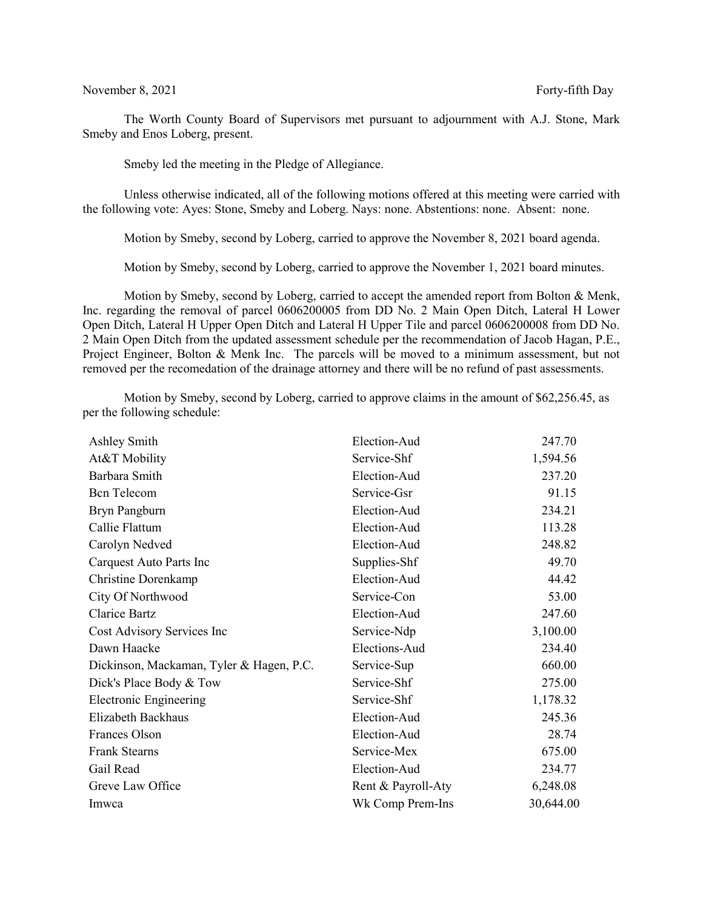November 8, 2021 Forty-fifth Day

The Worth County Board of Supervisors met pursuant to adjournment with A.J. Stone, Mark Smeby and Enos Loberg, present.

Smeby led the meeting in the Pledge of Allegiance.

Unless otherwise indicated, all of the following motions offered at this meeting were carried with the following vote: Ayes: Stone, Smeby and Loberg. Nays: none. Abstentions: none. Absent: none.

Motion by Smeby, second by Loberg, carried to approve the November 8, 2021 board agenda.

Motion by Smeby, second by Loberg, carried to approve the November 1, 2021 board minutes.

Motion by Smeby, second by Loberg, carried to accept the amended report from Bolton & Menk, Inc. regarding the removal of parcel 0606200005 from DD No. 2 Main Open Ditch, Lateral H Lower Open Ditch, Lateral H Upper Open Ditch and Lateral H Upper Tile and parcel 0606200008 from DD No. 2 Main Open Ditch from the updated assessment schedule per the recommendation of Jacob Hagan, P.E., Project Engineer, Bolton & Menk Inc. The parcels will be moved to a minimum assessment, but not removed per the recomedation of the drainage attorney and there will be no refund of past assessments.

Motion by Smeby, second by Loberg, carried to approve claims in the amount of $62,256.45, as per the following schedule:

| | | |
|---|---|---|
| Ashley Smith | Election-Aud | 247.70 |
| At&T Mobility | Service-Shf | 1,594.56 |
| Barbara Smith | Election-Aud | 237.20 |
| Bcn Telecom | Service-Gsr | 91.15 |
| Bryn Pangburn | Election-Aud | 234.21 |
| Callie Flattum | Election-Aud | 113.28 |
| Carolyn Nedved | Election-Aud | 248.82 |
| Carquest Auto Parts Inc | Supplies-Shf | 49.70 |
| Christine Dorenkamp | Election-Aud | 44.42 |
| City Of Northwood | Service-Con | 53.00 |
| Clarice Bartz | Election-Aud | 247.60 |
| Cost Advisory Services Inc | Service-Ndp | 3,100.00 |
| Dawn Haacke | Elections-Aud | 234.40 |
| Dickinson, Mackaman, Tyler & Hagen, P.C. | Service-Sup | 660.00 |
| Dick's Place Body & Tow | Service-Shf | 275.00 |
| Electronic Engineering | Service-Shf | 1,178.32 |
| Elizabeth Backhaus | Election-Aud | 245.36 |
| Frances Olson | Election-Aud | 28.74 |
| Frank Stearns | Service-Mex | 675.00 |
| Gail Read | Election-Aud | 234.77 |
| Greve Law Office | Rent & Payroll-Aty | 6,248.08 |
| Imwca | Wk Comp Prem-Ins | 30,644.00 |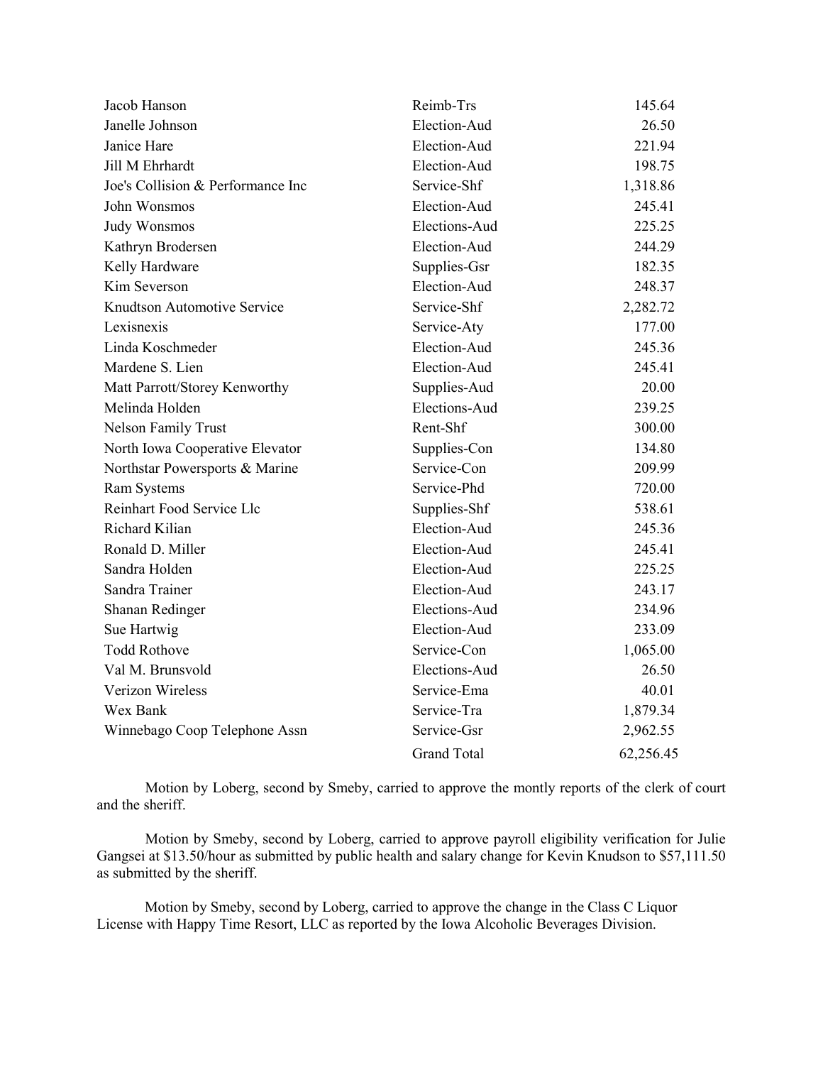| | | |
|---|---|---|
| Jacob Hanson | Reimb-Trs | 145.64 |
| Janelle Johnson | Election-Aud | 26.50 |
| Janice Hare | Election-Aud | 221.94 |
| Jill M Ehrhardt | Election-Aud | 198.75 |
| Joe's Collision & Performance Inc | Service-Shf | 1,318.86 |
| John Wonsmos | Election-Aud | 245.41 |
| Judy Wonsmos | Elections-Aud | 225.25 |
| Kathryn Brodersen | Election-Aud | 244.29 |
| Kelly Hardware | Supplies-Gsr | 182.35 |
| Kim Severson | Election-Aud | 248.37 |
| Knudtson Automotive Service | Service-Shf | 2,282.72 |
| Lexisnexis | Service-Aty | 177.00 |
| Linda Koschmeder | Election-Aud | 245.36 |
| Mardene S. Lien | Election-Aud | 245.41 |
| Matt Parrott/Storey Kenworthy | Supplies-Aud | 20.00 |
| Melinda Holden | Elections-Aud | 239.25 |
| Nelson Family Trust | Rent-Shf | 300.00 |
| North Iowa Cooperative Elevator | Supplies-Con | 134.80 |
| Northstar Powersports & Marine | Service-Con | 209.99 |
| Ram Systems | Service-Phd | 720.00 |
| Reinhart Food Service Llc | Supplies-Shf | 538.61 |
| Richard Kilian | Election-Aud | 245.36 |
| Ronald D. Miller | Election-Aud | 245.41 |
| Sandra Holden | Election-Aud | 225.25 |
| Sandra Trainer | Election-Aud | 243.17 |
| Shanan Redinger | Elections-Aud | 234.96 |
| Sue Hartwig | Election-Aud | 233.09 |
| Todd Rothove | Service-Con | 1,065.00 |
| Val M. Brunsvold | Elections-Aud | 26.50 |
| Verizon Wireless | Service-Ema | 40.01 |
| Wex Bank | Service-Tra | 1,879.34 |
| Winnebago Coop Telephone Assn | Service-Gsr | 2,962.55 |
| | Grand Total | 62,256.45 |

Motion by Loberg, second by Smeby, carried to approve the montly reports of the clerk of court and the sheriff.

Motion by Smeby, second by Loberg, carried to approve payroll eligibility verification for Julie Gangsei at $13.50/hour as submitted by public health and salary change for Kevin Knudson to $57,111.50 as submitted by the sheriff.

Motion by Smeby, second by Loberg, carried to approve the change in the Class C Liquor License with Happy Time Resort, LLC as reported by the Iowa Alcoholic Beverages Division.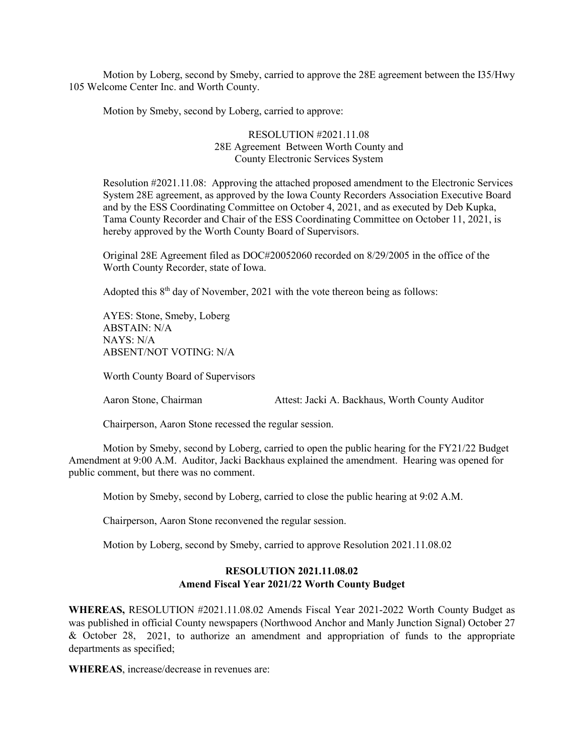Motion by Loberg, second by Smeby, carried to approve the 28E agreement between the I35/Hwy 105 Welcome Center Inc. and Worth County.

Motion by Smeby, second by Loberg, carried to approve:

RESOLUTION #2021.11.08
28E Agreement Between Worth County and
County Electronic Services System

Resolution #2021.11.08: Approving the attached proposed amendment to the Electronic Services System 28E agreement, as approved by the Iowa County Recorders Association Executive Board and by the ESS Coordinating Committee on October 4, 2021, and as executed by Deb Kupka, Tama County Recorder and Chair of the ESS Coordinating Committee on October 11, 2021, is hereby approved by the Worth County Board of Supervisors.

Original 28E Agreement filed as DOC#20052060 recorded on 8/29/2005 in the office of the Worth County Recorder, state of Iowa.

Adopted this 8th day of November, 2021 with the vote thereon being as follows:

AYES: Stone, Smeby, Loberg
ABSTAIN: N/A
NAYS: N/A
ABSENT/NOT VOTING: N/A

Worth County Board of Supervisors

Aaron Stone, Chairman Attest: Jacki A. Backhaus, Worth County Auditor

Chairperson, Aaron Stone recessed the regular session.

Motion by Smeby, second by Loberg, carried to open the public hearing for the FY21/22 Budget Amendment at 9:00 A.M. Auditor, Jacki Backhaus explained the amendment. Hearing was opened for public comment, but there was no comment.

Motion by Smeby, second by Loberg, carried to close the public hearing at 9:02 A.M.

Chairperson, Aaron Stone reconvened the regular session.

Motion by Loberg, second by Smeby, carried to approve Resolution 2021.11.08.02

**RESOLUTION 2021.11.08.02**
**Amend Fiscal Year 2021/22 Worth County Budget**

**WHEREAS,** RESOLUTION #2021.11.08.02 Amends Fiscal Year 2021-2022 Worth County Budget as was published in official County newspapers (Northwood Anchor and Manly Junction Signal) October 27 & October 28, 2021, to authorize an amendment and appropriation of funds to the appropriate departments as specified;

**WHEREAS**, increase/decrease in revenues are: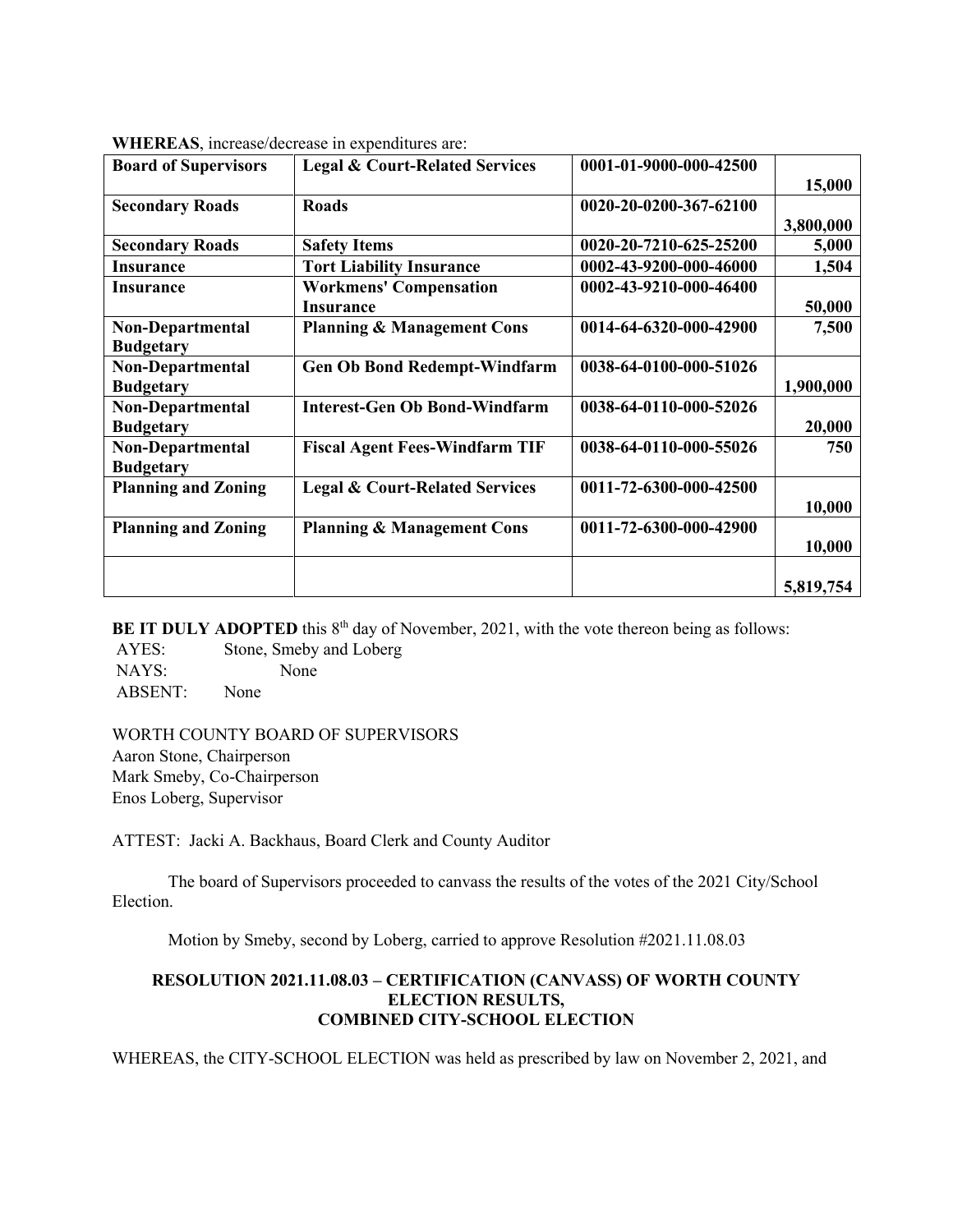**WHEREAS**, increase/decrease in expenditures are:

| | | | |
|---|---|---|---|
| **Board of Supervisors** | **Legal & Court-Related Services** | **0001-01-9000-000-42500** | **15,000** |
| **Secondary Roads** | **Roads** | **0020-20-0200-367-62100** | **3,800,000** |
| **Secondary Roads** | **Safety Items** | **0020-20-7210-625-25200** | **5,000** |
| **Insurance** | **Tort Liability Insurance** | **0002-43-9200-000-46000** | **1,504** |
| **Insurance** | **Workmens' Compensation Insurance** | **0002-43-9210-000-46400** | **50,000** |
| **Non-Departmental Budgetary** | **Planning & Management Cons** | **0014-64-6320-000-42900** | **7,500** |
| **Non-Departmental Budgetary** | **Gen Ob Bond Redempt-Windfarm** | **0038-64-0100-000-51026** | **1,900,000** |
| **Non-Departmental Budgetary** | **Interest-Gen Ob Bond-Windfarm** | **0038-64-0110-000-52026** | **20,000** |
| **Non-Departmental Budgetary** | **Fiscal Agent Fees-Windfarm TIF** | **0038-64-0110-000-55026** | **750** |
| **Planning and Zoning** | **Legal & Court-Related Services** | **0011-72-6300-000-42500** | **10,000** |
| **Planning and Zoning** | **Planning & Management Cons** | **0011-72-6300-000-42900** | **10,000** |
| | | | **5,819,754** |

**BE IT DULY ADOPTED** this 8th day of November, 2021, with the vote thereon being as follows:

AYES: Stone, Smeby and Loberg
NAYS: None
ABSENT: None

WORTH COUNTY BOARD OF SUPERVISORS
Aaron Stone, Chairperson
Mark Smeby, Co-Chairperson
Enos Loberg, Supervisor

ATTEST: Jacki A. Backhaus, Board Clerk and County Auditor

The board of Supervisors proceeded to canvass the results of the votes of the 2021 City/School Election.

Motion by Smeby, second by Loberg, carried to approve Resolution #2021.11.08.03

**RESOLUTION 2021.11.08.03 – CERTIFICATION (CANVASS) OF WORTH COUNTY ELECTION RESULTS, COMBINED CITY-SCHOOL ELECTION**

WHEREAS, the CITY-SCHOOL ELECTION was held as prescribed by law on November 2, 2021, and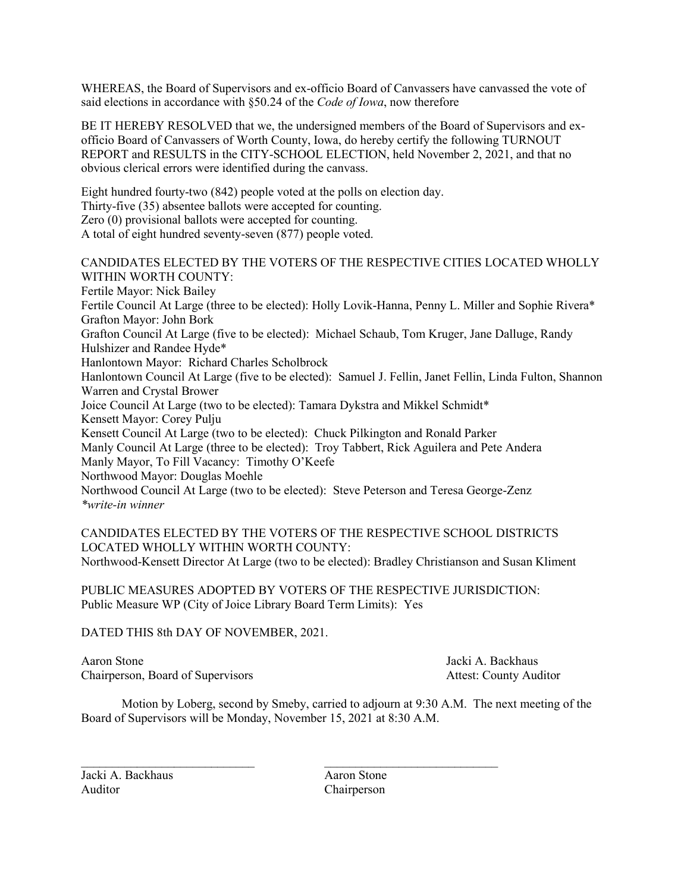WHEREAS, the Board of Supervisors and ex-officio Board of Canvassers have canvassed the vote of said elections in accordance with §50.24 of the *Code of Iowa*, now therefore

BE IT HEREBY RESOLVED that we, the undersigned members of the Board of Supervisors and ex-officio Board of Canvassers of Worth County, Iowa, do hereby certify the following TURNOUT REPORT and RESULTS in the CITY-SCHOOL ELECTION, held November 2, 2021, and that no obvious clerical errors were identified during the canvass.

Eight hundred fourty-two (842) people voted at the polls on election day.
Thirty-five (35) absentee ballots were accepted for counting.
Zero (0) provisional ballots were accepted for counting.
A total of eight hundred seventy-seven (877) people voted.

CANDIDATES ELECTED BY THE VOTERS OF THE RESPECTIVE CITIES LOCATED WHOLLY WITHIN WORTH COUNTY:
Fertile Mayor: Nick Bailey
Fertile Council At Large (three to be elected): Holly Lovik-Hanna, Penny L. Miller and Sophie Rivera*
Grafton Mayor: John Bork
Grafton Council At Large (five to be elected): Michael Schaub, Tom Kruger, Jane Dalluge, Randy Hulshizer and Randee Hyde*
Hanlontown Mayor: Richard Charles Scholbrock
Hanlontown Council At Large (five to be elected): Samuel J. Fellin, Janet Fellin, Linda Fulton, Shannon Warren and Crystal Brower
Joice Council At Large (two to be elected): Tamara Dykstra and Mikkel Schmidt*
Kensett Mayor: Corey Pulju
Kensett Council At Large (two to be elected): Chuck Pilkington and Ronald Parker
Manly Council At Large (three to be elected): Troy Tabbert, Rick Aguilera and Pete Andera
Manly Mayor, To Fill Vacancy: Timothy O'Keefe
Northwood Mayor: Douglas Moehle
Northwood Council At Large (two to be elected): Steve Peterson and Teresa George-Zenz
*\*write-in winner*

CANDIDATES ELECTED BY THE VOTERS OF THE RESPECTIVE SCHOOL DISTRICTS LOCATED WHOLLY WITHIN WORTH COUNTY:
Northwood-Kensett Director At Large (two to be elected): Bradley Christianson and Susan Kliment

PUBLIC MEASURES ADOPTED BY VOTERS OF THE RESPECTIVE JURISDICTION:
Public Measure WP (City of Joice Library Board Term Limits): Yes

DATED THIS 8th DAY OF NOVEMBER, 2021.

Aaron Stone
Chairperson, Board of Supervisors

Jacki A. Backhaus
Attest: County Auditor

Motion by Loberg, second by Smeby, carried to adjourn at 9:30 A.M. The next meeting of the Board of Supervisors will be Monday, November 15, 2021 at 8:30 A.M.

\_\_\_\_\_\_\_\_\_\_\_\_\_\_\_\_\_\_\_\_\_\_\_\_\_\_\_\_\_\_
Jacki A. Backhaus
Auditor

\_\_\_\_\_\_\_\_\_\_\_\_\_\_\_\_\_\_\_\_\_\_\_\_\_\_\_\_\_\_
Aaron Stone
Chairperson